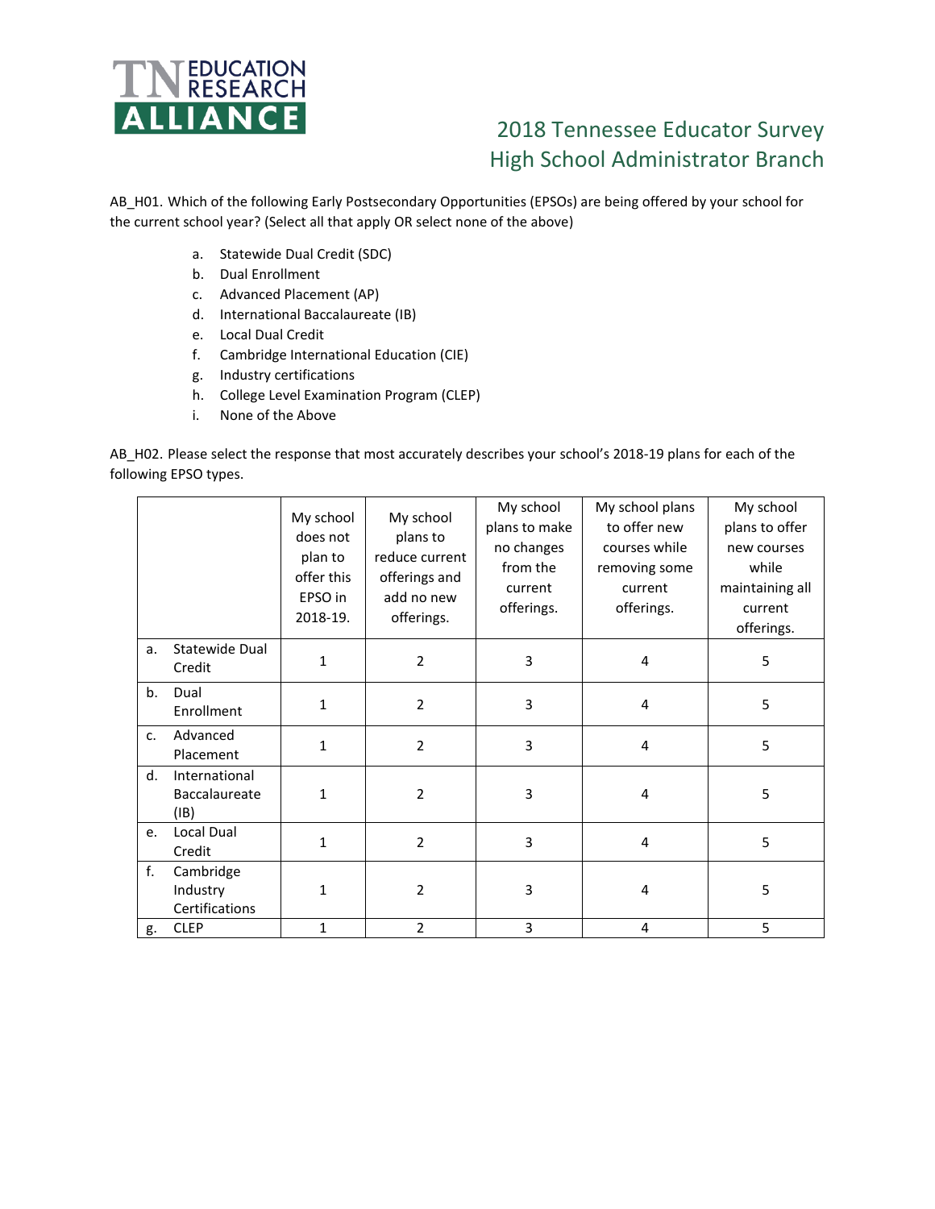# 2018 Tennessee Educator Survey
## High School Administrator Branch

AB_H01. Which of the following Early Postsecondary Opportunities (EPSOs) are being offered by your school for the current school year? (Select all that apply OR select none of the above)

a. Statewide Dual Credit (SDC)
b. Dual Enrollment
c. Advanced Placement (AP)
d. International Baccalaureate (IB)
e. Local Dual Credit
f. Cambridge International Education (CIE)
g. Industry certifications
h. College Level Examination Program (CLEP)
i. None of the Above

AB_H02. Please select the response that most accurately describes your school's 2018-19 plans for each of the following EPSO types.

| | My school does not plan to offer this EPSO in 2018-19. | My school plans to reduce current offerings and add no new offerings. | My school plans to make no changes from the current offerings. | My school plans to offer new courses while removing some current offerings. | My school plans to offer new courses while maintaining all current offerings. |
|---|---|---|---|---|---|
| a. Statewide Dual Credit | 1 | 2 | 3 | 4 | 5 |
| b. Dual Enrollment | 1 | 2 | 3 | 4 | 5 |
| c. Advanced Placement | 1 | 2 | 3 | 4 | 5 |
| d. International Baccalaureate (IB) | 1 | 2 | 3 | 4 | 5 |
| e. Local Dual Credit | 1 | 2 | 3 | 4 | 5 |
| f. Cambridge Industry Certifications | 1 | 2 | 3 | 4 | 5 |
| g. CLEP | 1 | 2 | 3 | 4 | 5 |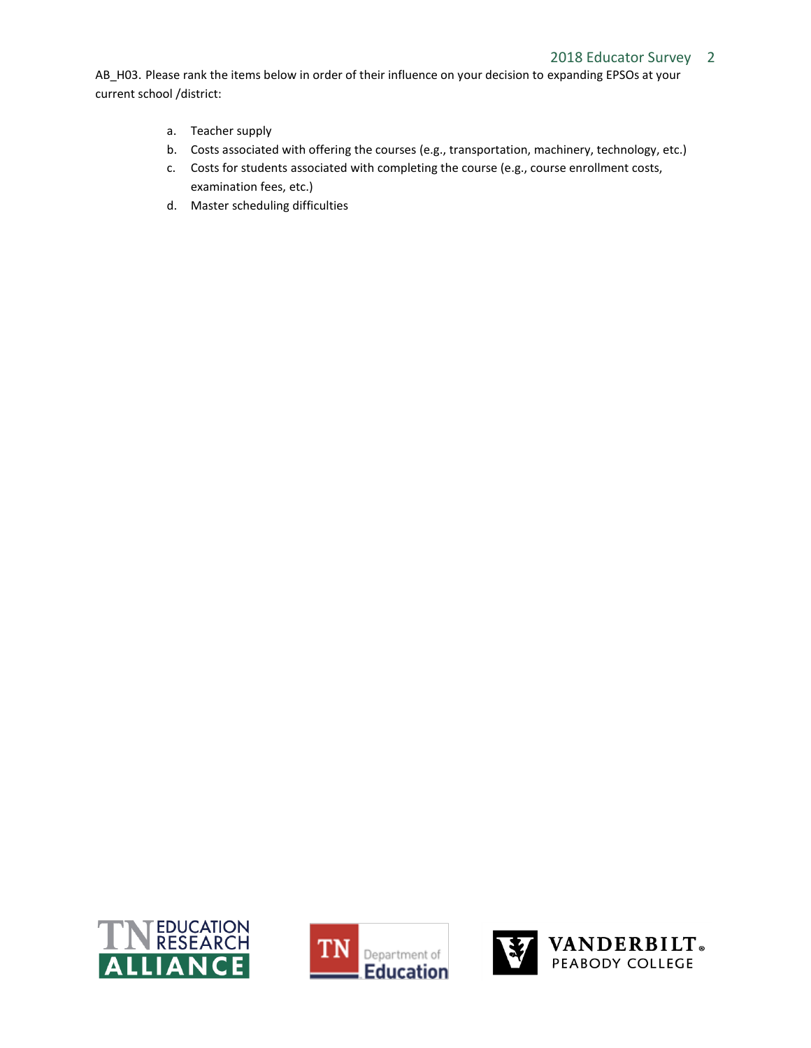AB_H03. Please rank the items below in order of their influence on your decision to expanding EPSOs at your current school /district:

a. Teacher supply
b. Costs associated with offering the courses (e.g., transportation, machinery, technology, etc.)
c. Costs for students associated with completing the course (e.g., course enrollment costs, examination fees, etc.)
d. Master scheduling difficulties